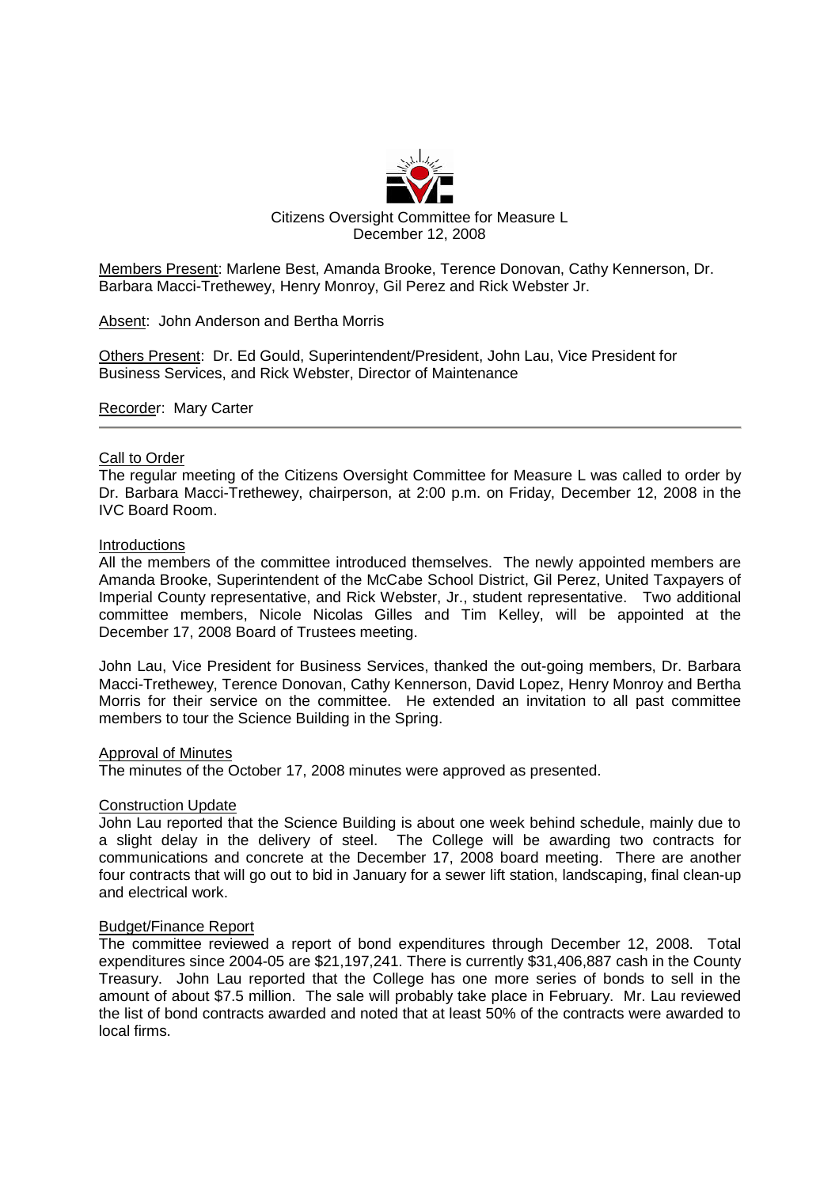Citizens Oversight Committee for Measure L
December 12, 2008

Members Present: Marlene Best, Amanda Brooke, Terence Donovan, Cathy Kennerson, Dr. Barbara Macci-Trethewey, Henry Monroy, Gil Perez and Rick Webster Jr.

Absent: John Anderson and Bertha Morris

Others Present: Dr. Ed Gould, Superintendent/President, John Lau, Vice President for Business Services, and Rick Webster, Director of Maintenance

Recorder: Mary Carter

---

## Call to Order

The regular meeting of the Citizens Oversight Committee for Measure L was called to order by Dr. Barbara Macci-Trethewey, chairperson, at 2:00 p.m. on Friday, December 12, 2008 in the IVC Board Room.

## Introductions

All the members of the committee introduced themselves. The newly appointed members are Amanda Brooke, Superintendent of the McCabe School District, Gil Perez, United Taxpayers of Imperial County representative, and Rick Webster, Jr., student representative. Two additional committee members, Nicole Nicolas Gilles and Tim Kelley, will be appointed at the December 17, 2008 Board of Trustees meeting.

John Lau, Vice President for Business Services, thanked the out-going members, Dr. Barbara Macci-Trethewey, Terence Donovan, Cathy Kennerson, David Lopez, Henry Monroy and Bertha Morris for their service on the committee. He extended an invitation to all past committee members to tour the Science Building in the Spring.

## Approval of Minutes

The minutes of the October 17, 2008 minutes were approved as presented.

## Construction Update

John Lau reported that the Science Building is about one week behind schedule, mainly due to a slight delay in the delivery of steel. The College will be awarding two contracts for communications and concrete at the December 17, 2008 board meeting. There are another four contracts that will go out to bid in January for a sewer lift station, landscaping, final clean-up and electrical work.

## Budget/Finance Report

The committee reviewed a report of bond expenditures through December 12, 2008. Total expenditures since 2004-05 are $21,197,241. There is currently $31,406,887 cash in the County Treasury. John Lau reported that the College has one more series of bonds to sell in the amount of about $7.5 million. The sale will probably take place in February. Mr. Lau reviewed the list of bond contracts awarded and noted that at least 50% of the contracts were awarded to local firms.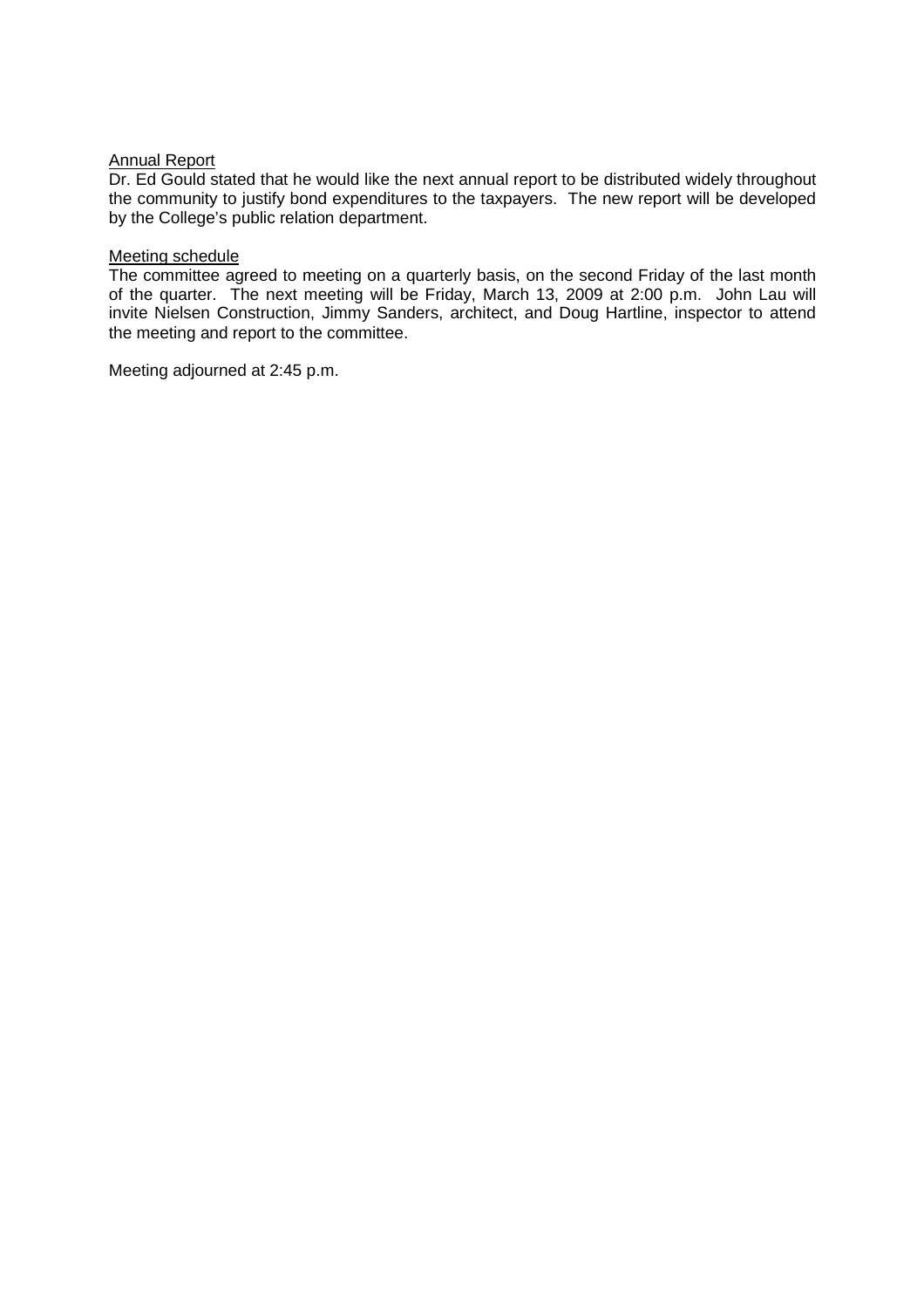Annual Report

Dr. Ed Gould stated that he would like the next annual report to be distributed widely throughout the community to justify bond expenditures to the taxpayers. The new report will be developed by the College's public relation department.

Meeting schedule

The committee agreed to meeting on a quarterly basis, on the second Friday of the last month of the quarter. The next meeting will be Friday, March 13, 2009 at 2:00 p.m. John Lau will invite Nielsen Construction, Jimmy Sanders, architect, and Doug Hartline, inspector to attend the meeting and report to the committee.

Meeting adjourned at 2:45 p.m.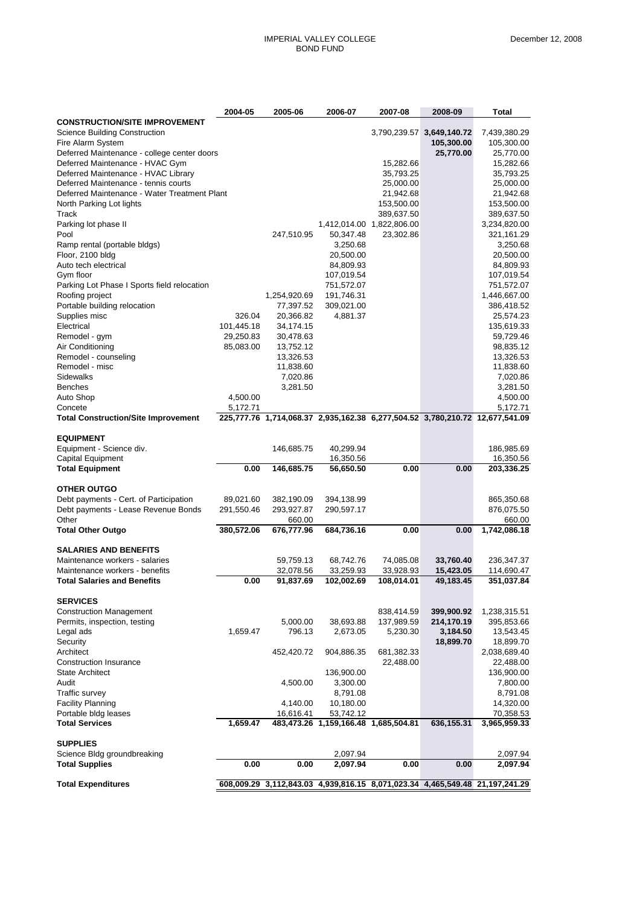IMPERIAL VALLEY COLLEGE
BOND FUND

December 12, 2008

| | 2004-05 | 2005-06 | 2006-07 | 2007-08 | 2008-09 | Total |
|---|---|---|---|---|---|---|
| **CONSTRUCTION/SITE IMPROVEMENT** | | | | | | |
| Science Building Construction | | | | 3,790,239.57 | **3,649,140.72** | 7,439,380.29 |
| Fire Alarm System | | | | | **105,300.00** | 105,300.00 |
| Deferred Maintenance - college center doors | | | | | **25,770.00** | 25,770.00 |
| Deferred Maintenance - HVAC Gym | | | | 15,282.66 | | 15,282.66 |
| Deferred Maintenance - HVAC Library | | | | 35,793.25 | | 35,793.25 |
| Deferred Maintenance - tennis courts | | | | 25,000.00 | | 25,000.00 |
| Deferred Maintenance - Water Treatment Plant | | | | 21,942.68 | | 21,942.68 |
| North Parking Lot lights | | | | 153,500.00 | | 153,500.00 |
| Track | | | | 389,637.50 | | 389,637.50 |
| Parking lot phase II | | | 1,412,014.00 | 1,822,806.00 | | 3,234,820.00 |
| Pool | | 247,510.95 | 50,347.48 | 23,302.86 | | 321,161.29 |
| Ramp rental (portable bldgs) | | | 3,250.68 | | | 3,250.68 |
| Floor, 2100 bldg | | | 20,500.00 | | | 20,500.00 |
| Auto tech electrical | | | 84,809.93 | | | 84,809.93 |
| Gym floor | | | 107,019.54 | | | 107,019.54 |
| Parking Lot Phase I Sports field relocation | | | 751,572.07 | | | 751,572.07 |
| Roofing project | | 1,254,920.69 | 191,746.31 | | | 1,446,667.00 |
| Portable building relocation | | 77,397.52 | 309,021.00 | | | 386,418.52 |
| Supplies misc | 326.04 | 20,366.82 | 4,881.37 | | | 25,574.23 |
| Electrical | 101,445.18 | 34,174.15 | | | | 135,619.33 |
| Remodel - gym | 29,250.83 | 30,478.63 | | | | 59,729.46 |
| Air Conditioning | 85,083.00 | 13,752.12 | | | | 98,835.12 |
| Remodel - counseling | | 13,326.53 | | | | 13,326.53 |
| Remodel - misc | | 11,838.60 | | | | 11,838.60 |
| Sidewalks | | 7,020.86 | | | | 7,020.86 |
| Benches | | 3,281.50 | | | | 3,281.50 |
| Auto Shop | 4,500.00 | | | | | 4,500.00 |
| Concete | 5,172.71 | | | | | 5,172.71 |
| **Total Construction/Site Improvement** | **225,777.76** | **1,714,068.37** | **2,935,162.38** | **6,277,504.52** | **3,780,210.72** | **12,677,541.09** |
| | | | | | | |
| **EQUIPMENT** | | | | | | |
| Equipment - Science div. | | 146,685.75 | 40,299.94 | | | 186,985.69 |
| Capital Equipment | | | 16,350.56 | | | 16,350.56 |
| **Total Equipment** | **0.00** | **146,685.75** | **56,650.50** | **0.00** | **0.00** | **203,336.25** |
| | | | | | | |
| **OTHER OUTGO** | | | | | | |
| Debt payments - Cert. of Participation | 89,021.60 | 382,190.09 | 394,138.99 | | | 865,350.68 |
| Debt payments - Lease Revenue Bonds | 291,550.46 | 293,927.87 | 290,597.17 | | | 876,075.50 |
| Other | | 660.00 | | | | 660.00 |
| **Total Other Outgo** | **380,572.06** | **676,777.96** | **684,736.16** | **0.00** | **0.00** | **1,742,086.18** |
| | | | | | | |
| **SALARIES AND BENEFITS** | | | | | | |
| Maintenance workers - salaries | | 59,759.13 | 68,742.76 | 74,085.08 | **33,760.40** | 236,347.37 |
| Maintenance workers - benefits | | 32,078.56 | 33,259.93 | 33,928.93 | **15,423.05** | 114,690.47 |
| **Total Salaries and Benefits** | **0.00** | **91,837.69** | **102,002.69** | **108,014.01** | **49,183.45** | **351,037.84** |
| | | | | | | |
| **SERVICES** | | | | | | |
| Construction Management | | | | 838,414.59 | **399,900.92** | 1,238,315.51 |
| Permits, inspection, testing | | 5,000.00 | 38,693.88 | 137,989.59 | **214,170.19** | 395,853.66 |
| Legal ads | 1,659.47 | 796.13 | 2,673.05 | 5,230.30 | **3,184.50** | 13,543.45 |
| Security | | | | | **18,899.70** | 18,899.70 |
| Architect | | 452,420.72 | 904,886.35 | 681,382.33 | | 2,038,689.40 |
| Construction Insurance | | | | 22,488.00 | | 22,488.00 |
| State Architect | | | 136,900.00 | | | 136,900.00 |
| Audit | | 4,500.00 | 3,300.00 | | | 7,800.00 |
| Traffic survey | | | 8,791.08 | | | 8,791.08 |
| Facility Planning | | 4,140.00 | 10,180.00 | | | 14,320.00 |
| Portable bldg leases | | 16,616.41 | 53,742.12 | | | 70,358.53 |
| **Total Services** | **1,659.47** | **483,473.26** | **1,159,166.48** | **1,685,504.81** | **636,155.31** | **3,965,959.33** |
| | | | | | | |
| **SUPPLIES** | | | | | | |
| Science Bldg groundbreaking | | | 2,097.94 | | | 2,097.94 |
| **Total Supplies** | **0.00** | **0.00** | **2,097.94** | **0.00** | **0.00** | **2,097.94** |
| | | | | | | |
| **Total Expenditures** | **608,009.29** | **3,112,843.03** | **4,939,816.15** | **8,071,023.34** | **4,465,549.48** | **21,197,241.29** |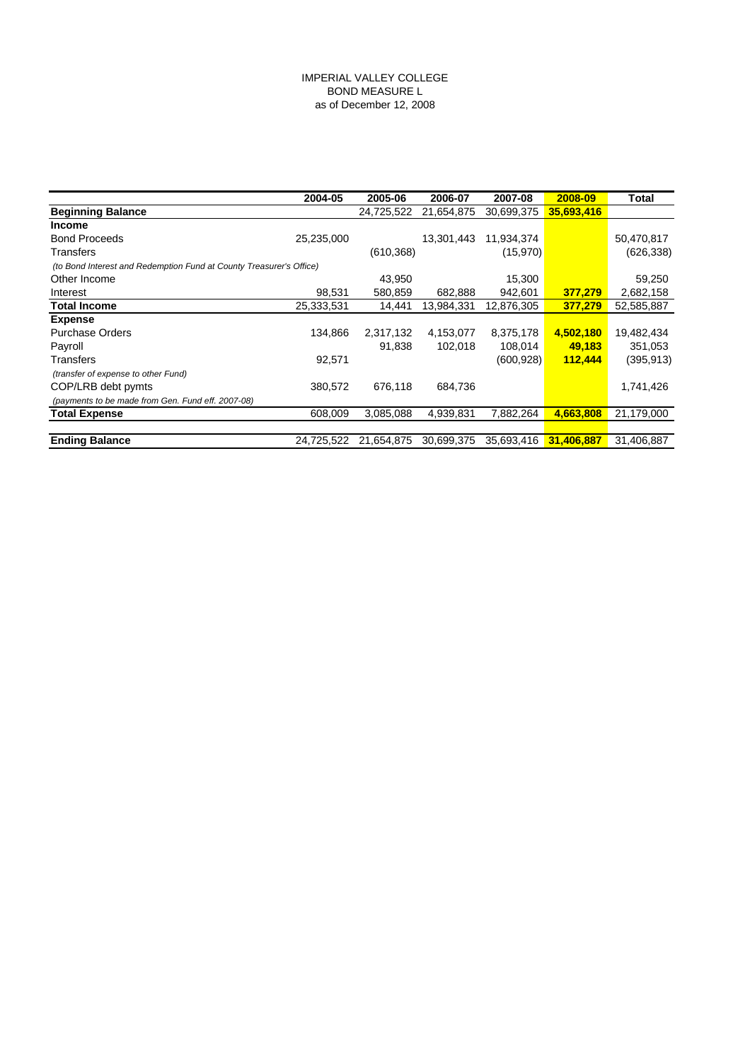IMPERIAL VALLEY COLLEGE
BOND MEASURE L
as of December 12, 2008

| | 2004-05 | 2005-06 | 2006-07 | 2007-08 | 2008-09 | Total |
|---|---|---|---|---|---|---|
| **Beginning Balance** | | 24,725,522 | 21,654,875 | 30,699,375 | **35,693,416** | |
| **Income** | | | | | | |
| Bond Proceeds | 25,235,000 | | 13,301,443 | 11,934,374 | | 50,470,817 |
| Transfers | | (610,368) | | (15,970) | | (626,338) |
| *(to Bond Interest and Redemption Fund at County Treasurer's Office)* | | | | | | |
| Other Income | | 43,950 | | 15,300 | | 59,250 |
| Interest | 98,531 | 580,859 | 682,888 | 942,601 | **377,279** | 2,682,158 |
| **Total Income** | 25,333,531 | 14,441 | 13,984,331 | 12,876,305 | **377,279** | 52,585,887 |
| **Expense** | | | | | | |
| Purchase Orders | 134,866 | 2,317,132 | 4,153,077 | 8,375,178 | **4,502,180** | 19,482,434 |
| Payroll | | 91,838 | 102,018 | 108,014 | **49,183** | 351,053 |
| Transfers | 92,571 | | | (600,928) | **112,444** | (395,913) |
| *(transfer of expense to other Fund)* | | | | | | |
| COP/LRB debt pymts | 380,572 | 676,118 | 684,736 | | | 1,741,426 |
| *(payments to be made from Gen. Fund eff. 2007-08)* | | | | | | |
| **Total Expense** | 608,009 | 3,085,088 | 4,939,831 | 7,882,264 | **4,663,808** | 21,179,000 |
| | | | | | | |
| **Ending Balance** | 24,725,522 | 21,654,875 | 30,699,375 | 35,693,416 | **31,406,887** | 31,406,887 |